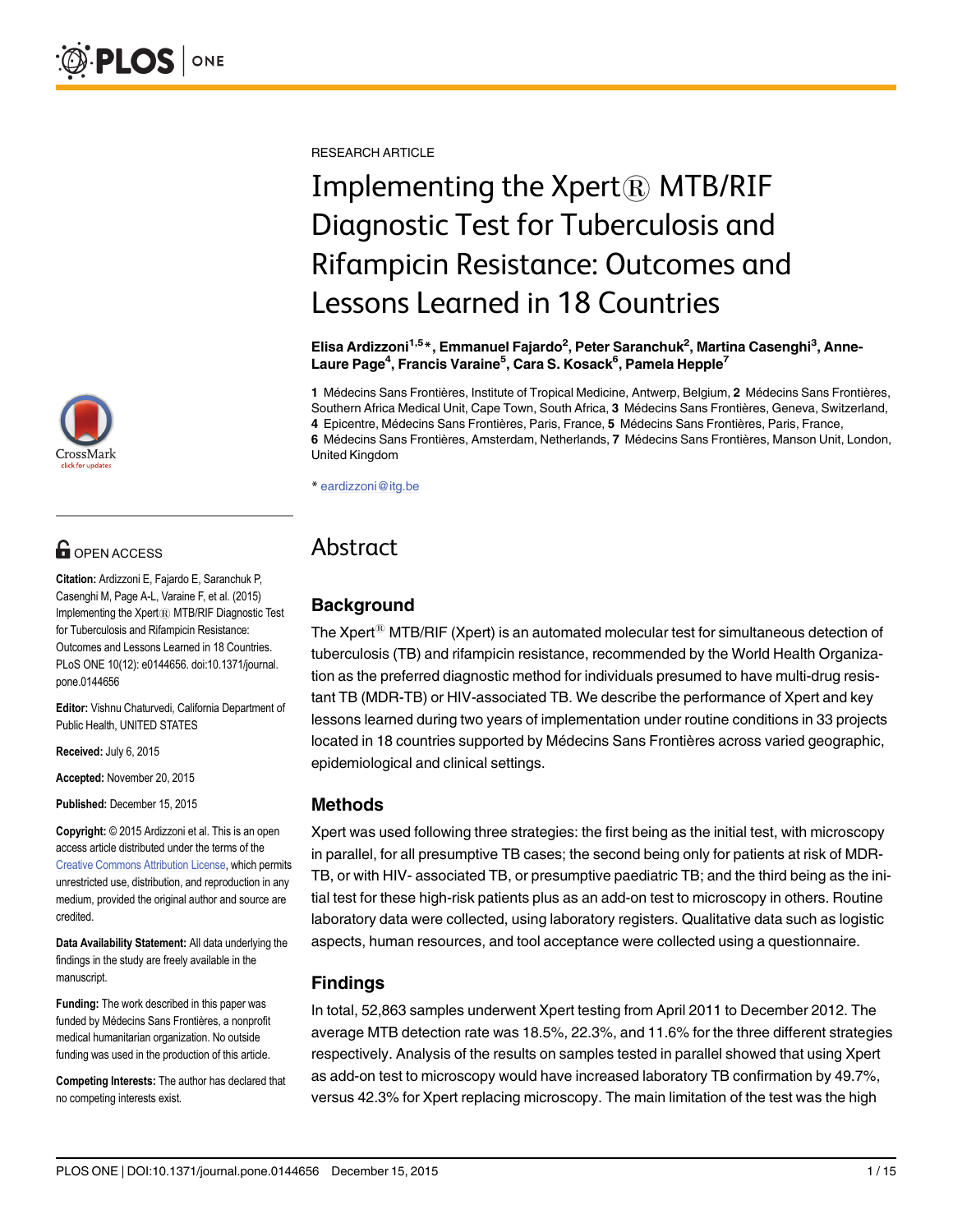RESEARCH ARTICLE

# Implementing the Xpert® MTB/RIF Diagnostic Test for Tuberculosis and Rifampicin Resistance: Outcomes and Lessons Learned in 18 Countries

**Elisa Ardizzoni[1,5]*, Emmanuel Fajardo[2], Peter Saranchuk[2], Martina Casenghi[3], Anne-Laure Page[4], Francis Varaine[5], Cara S. Kosack[6], Pamela Hepple[7]**

**1** Médecins Sans Frontières, Institute of Tropical Medicine, Antwerp, Belgium, **2** Médecins Sans Frontières, Southern Africa Medical Unit, Cape Town, South Africa, **3** Médecins Sans Frontières, Geneva, Switzerland, **4** Epicentre, Médecins Sans Frontières, Paris, France, **5** Médecins Sans Frontières, Paris, France, **6** Médecins Sans Frontières, Amsterdam, Netherlands, **7** Médecins Sans Frontières, Manson Unit, London, United Kingdom

* eardizzoni@itg.be

OPEN ACCESS

**Citation:** Ardizzoni E, Fajardo E, Saranchuk P, Casenghi M, Page A-L, Varaine F, et al. (2015) Implementing the Xpert® MTB/RIF Diagnostic Test for Tuberculosis and Rifampicin Resistance: Outcomes and Lessons Learned in 18 Countries. PLoS ONE 10(12): e0144656. doi:10.1371/journal.pone.0144656

**Editor:** Vishnu Chaturvedi, California Department of Public Health, UNITED STATES

**Received:** July 6, 2015

**Accepted:** November 20, 2015

**Published:** December 15, 2015

**Copyright:** © 2015 Ardizzoni et al. This is an open access article distributed under the terms of the Creative Commons Attribution License, which permits unrestricted use, distribution, and reproduction in any medium, provided the original author and source are credited.

**Data Availability Statement:** All data underlying the findings in the study are freely available in the manuscript.

**Funding:** The work described in this paper was funded by Médecins Sans Frontières, a nonprofit medical humanitarian organization. No outside funding was used in the production of this article.

**Competing Interests:** The author has declared that no competing interests exist.

## Abstract

### Background

The Xpert® MTB/RIF (Xpert) is an automated molecular test for simultaneous detection of tuberculosis (TB) and rifampicin resistance, recommended by the World Health Organization as the preferred diagnostic method for individuals presumed to have multi-drug resistant TB (MDR-TB) or HIV-associated TB. We describe the performance of Xpert and key lessons learned during two years of implementation under routine conditions in 33 projects located in 18 countries supported by Médecins Sans Frontières across varied geographic, epidemiological and clinical settings.

### Methods

Xpert was used following three strategies: the first being as the initial test, with microscopy in parallel, for all presumptive TB cases; the second being only for patients at risk of MDR-TB, or with HIV- associated TB, or presumptive paediatric TB; and the third being as the initial test for these high-risk patients plus as an add-on test to microscopy in others. Routine laboratory data were collected, using laboratory registers. Qualitative data such as logistic aspects, human resources, and tool acceptance were collected using a questionnaire.

### Findings

In total, 52,863 samples underwent Xpert testing from April 2011 to December 2012. The average MTB detection rate was 18.5%, 22.3%, and 11.6% for the three different strategies respectively. Analysis of the results on samples tested in parallel showed that using Xpert as add-on test to microscopy would have increased laboratory TB confirmation by 49.7%, versus 42.3% for Xpert replacing microscopy. The main limitation of the test was the high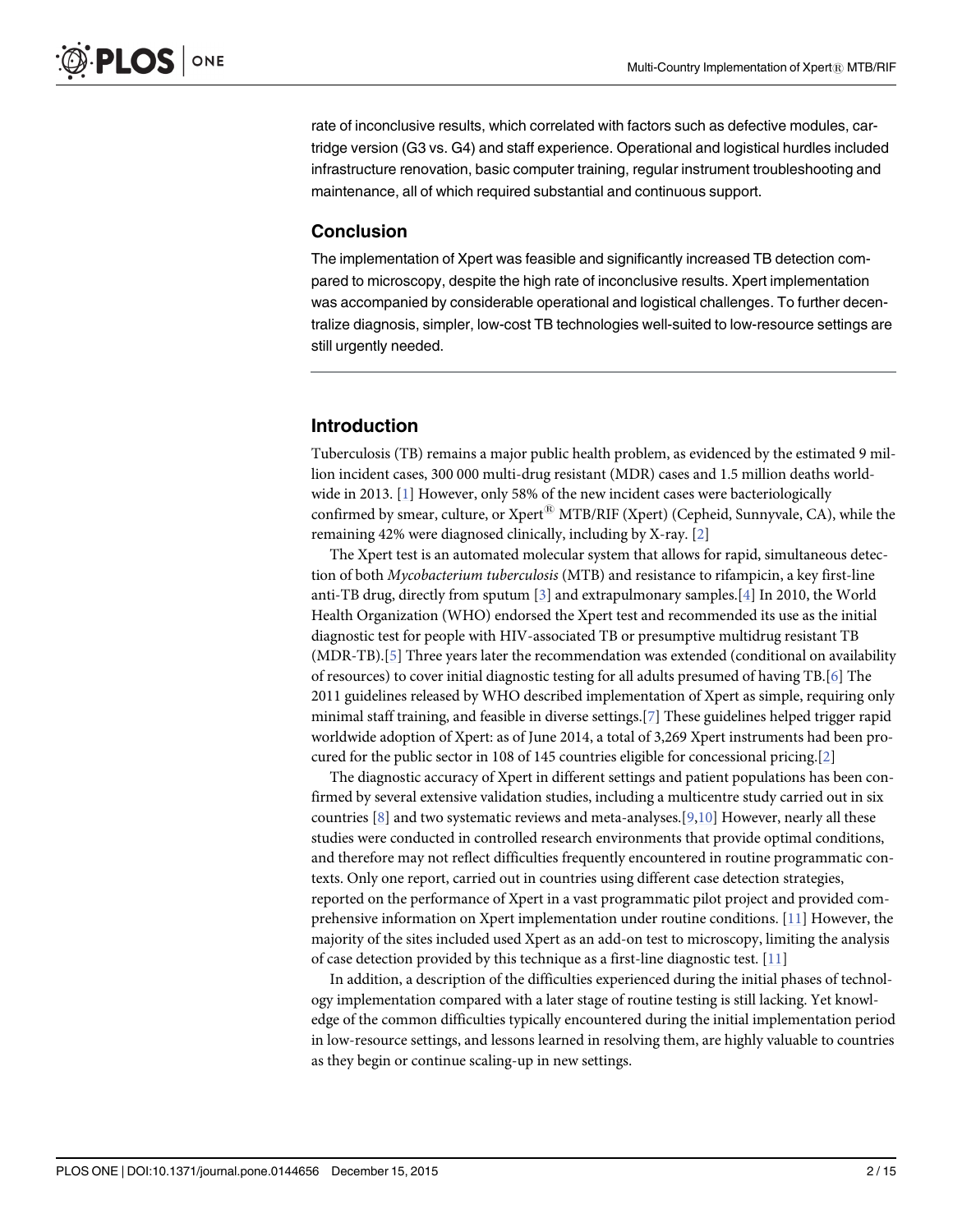rate of inconclusive results, which correlated with factors such as defective modules, cartridge version (G3 vs. G4) and staff experience. Operational and logistical hurdles included infrastructure renovation, basic computer training, regular instrument troubleshooting and maintenance, all of which required substantial and continuous support.

### Conclusion

The implementation of Xpert was feasible and significantly increased TB detection compared to microscopy, despite the high rate of inconclusive results. Xpert implementation was accompanied by considerable operational and logistical challenges. To further decentralize diagnosis, simpler, low-cost TB technologies well-suited to low-resource settings are still urgently needed.

## Introduction

Tuberculosis (TB) remains a major public health problem, as evidenced by the estimated 9 million incident cases, 300 000 multi-drug resistant (MDR) cases and 1.5 million deaths worldwide in 2013. [1] However, only 58% of the new incident cases were bacteriologically confirmed by smear, culture, or Xpert® MTB/RIF (Xpert) (Cepheid, Sunnyvale, CA), while the remaining 42% were diagnosed clinically, including by X-ray. [2]

The Xpert test is an automated molecular system that allows for rapid, simultaneous detection of both *Mycobacterium tuberculosis* (MTB) and resistance to rifampicin, a key first-line anti-TB drug, directly from sputum [3] and extrapulmonary samples.[4] In 2010, the World Health Organization (WHO) endorsed the Xpert test and recommended its use as the initial diagnostic test for people with HIV-associated TB or presumptive multidrug resistant TB (MDR-TB).[5] Three years later the recommendation was extended (conditional on availability of resources) to cover initial diagnostic testing for all adults presumed of having TB.[6] The 2011 guidelines released by WHO described implementation of Xpert as simple, requiring only minimal staff training, and feasible in diverse settings.[7] These guidelines helped trigger rapid worldwide adoption of Xpert: as of June 2014, a total of 3,269 Xpert instruments had been procured for the public sector in 108 of 145 countries eligible for concessional pricing.[2]

The diagnostic accuracy of Xpert in different settings and patient populations has been confirmed by several extensive validation studies, including a multicentre study carried out in six countries [8] and two systematic reviews and meta-analyses.[9,10] However, nearly all these studies were conducted in controlled research environments that provide optimal conditions, and therefore may not reflect difficulties frequently encountered in routine programmatic contexts. Only one report, carried out in countries using different case detection strategies, reported on the performance of Xpert in a vast programmatic pilot project and provided comprehensive information on Xpert implementation under routine conditions. [11] However, the majority of the sites included used Xpert as an add-on test to microscopy, limiting the analysis of case detection provided by this technique as a first-line diagnostic test. [11]

In addition, a description of the difficulties experienced during the initial phases of technology implementation compared with a later stage of routine testing is still lacking. Yet knowledge of the common difficulties typically encountered during the initial implementation period in low-resource settings, and lessons learned in resolving them, are highly valuable to countries as they begin or continue scaling-up in new settings.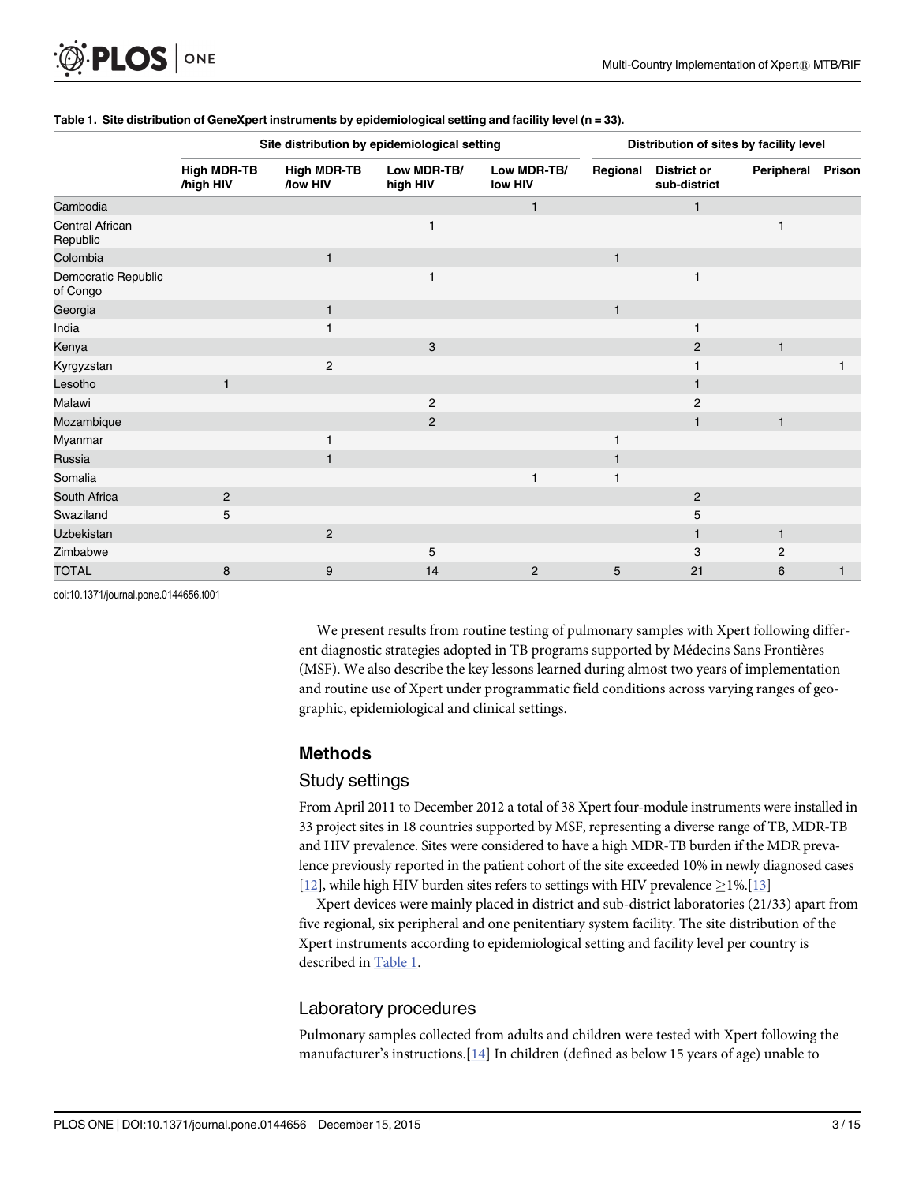**Table 1. Site distribution of GeneXpert instruments by epidemiological setting and facility level (n = 33).**

| | Site distribution by epidemiological setting | | | | Distribution of sites by facility level | | | |
|---|---|---|---|---|---|---|---|---|
| | High MDR-TB /high HIV | High MDR-TB /low HIV | Low MDR-TB/ high HIV | Low MDR-TB/ low HIV | Regional | District or sub-district | Peripheral | Prison |
| Cambodia | | | | 1 | | 1 | | |
| Central African Republic | | | 1 | | | | 1 | |
| Colombia | | 1 | | | 1 | | | |
| Democratic Republic of Congo | | | 1 | | | 1 | | |
| Georgia | | 1 | | | 1 | | | |
| India | | 1 | | | | 1 | | |
| Kenya | | | 3 | | | 2 | 1 | |
| Kyrgyzstan | | 2 | | | | 1 | | 1 |
| Lesotho | 1 | | | | | 1 | | |
| Malawi | | | 2 | | | 2 | | |
| Mozambique | | | 2 | | | 1 | 1 | |
| Myanmar | | 1 | | | 1 | | | |
| Russia | | 1 | | | 1 | | | |
| Somalia | | | | 1 | 1 | | | |
| South Africa | 2 | | | | | 2 | | |
| Swaziland | 5 | | | | | 5 | | |
| Uzbekistan | | 2 | | | | 1 | 1 | |
| Zimbabwe | | | 5 | | | 3 | 2 | |
| TOTAL | 8 | 9 | 14 | 2 | 5 | 21 | 6 | 1 |

doi:10.1371/journal.pone.0144656.t001

We present results from routine testing of pulmonary samples with Xpert following different diagnostic strategies adopted in TB programs supported by Médecins Sans Frontières (MSF). We also describe the key lessons learned during almost two years of implementation and routine use of Xpert under programmatic field conditions across varying ranges of geographic, epidemiological and clinical settings.

## Methods

### Study settings

From April 2011 to December 2012 a total of 38 Xpert four-module instruments were installed in 33 project sites in 18 countries supported by MSF, representing a diverse range of TB, MDR-TB and HIV prevalence. Sites were considered to have a high MDR-TB burden if the MDR prevalence previously reported in the patient cohort of the site exceeded 10% in newly diagnosed cases [12], while high HIV burden sites refers to settings with HIV prevalence $\geq$1%.[13]

Xpert devices were mainly placed in district and sub-district laboratories (21/33) apart from five regional, six peripheral and one penitentiary system facility. The site distribution of the Xpert instruments according to epidemiological setting and facility level per country is described in Table 1.

### Laboratory procedures

Pulmonary samples collected from adults and children were tested with Xpert following the manufacturer's instructions.[14] In children (defined as below 15 years of age) unable to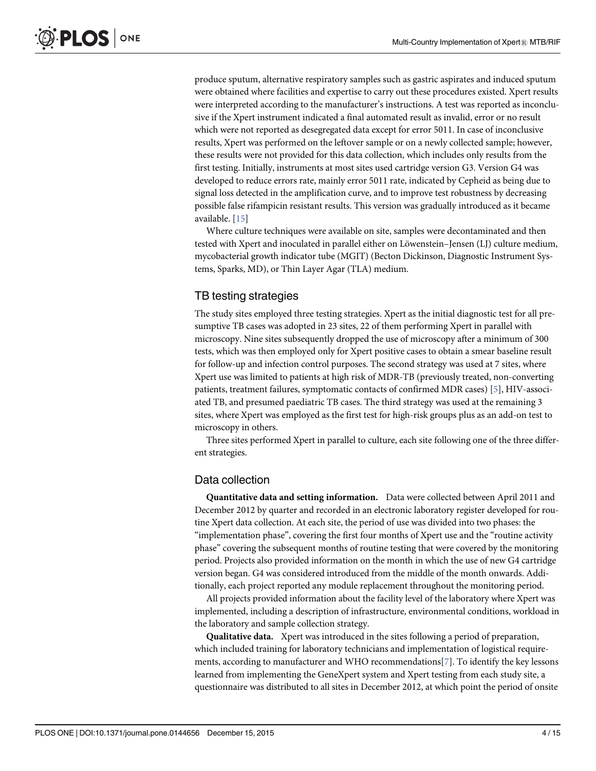produce sputum, alternative respiratory samples such as gastric aspirates and induced sputum were obtained where facilities and expertise to carry out these procedures existed. Xpert results were interpreted according to the manufacturer's instructions. A test was reported as inconclusive if the Xpert instrument indicated a final automated result as invalid, error or no result which were not reported as desegregated data except for error 5011. In case of inconclusive results, Xpert was performed on the leftover sample or on a newly collected sample; however, these results were not provided for this data collection, which includes only results from the first testing. Initially, instruments at most sites used cartridge version G3. Version G4 was developed to reduce errors rate, mainly error 5011 rate, indicated by Cepheid as being due to signal loss detected in the amplification curve, and to improve test robustness by decreasing possible false rifampicin resistant results. This version was gradually introduced as it became available. [15]

Where culture techniques were available on site, samples were decontaminated and then tested with Xpert and inoculated in parallel either on Löwenstein–Jensen (LJ) culture medium, mycobacterial growth indicator tube (MGIT) (Becton Dickinson, Diagnostic Instrument Systems, Sparks, MD), or Thin Layer Agar (TLA) medium.

## TB testing strategies

The study sites employed three testing strategies. Xpert as the initial diagnostic test for all presumptive TB cases was adopted in 23 sites, 22 of them performing Xpert in parallel with microscopy. Nine sites subsequently dropped the use of microscopy after a minimum of 300 tests, which was then employed only for Xpert positive cases to obtain a smear baseline result for follow-up and infection control purposes. The second strategy was used at 7 sites, where Xpert use was limited to patients at high risk of MDR-TB (previously treated, non-converting patients, treatment failures, symptomatic contacts of confirmed MDR cases) [5], HIV-associated TB, and presumed paediatric TB cases. The third strategy was used at the remaining 3 sites, where Xpert was employed as the first test for high-risk groups plus as an add-on test to microscopy in others.

Three sites performed Xpert in parallel to culture, each site following one of the three different strategies.

## Data collection

**Quantitative data and setting information.** Data were collected between April 2011 and December 2012 by quarter and recorded in an electronic laboratory register developed for routine Xpert data collection. At each site, the period of use was divided into two phases: the "implementation phase", covering the first four months of Xpert use and the "routine activity phase" covering the subsequent months of routine testing that were covered by the monitoring period. Projects also provided information on the month in which the use of new G4 cartridge version began. G4 was considered introduced from the middle of the month onwards. Additionally, each project reported any module replacement throughout the monitoring period.

All projects provided information about the facility level of the laboratory where Xpert was implemented, including a description of infrastructure, environmental conditions, workload in the laboratory and sample collection strategy.

**Qualitative data.** Xpert was introduced in the sites following a period of preparation, which included training for laboratory technicians and implementation of logistical requirements, according to manufacturer and WHO recommendations[7]. To identify the key lessons learned from implementing the GeneXpert system and Xpert testing from each study site, a questionnaire was distributed to all sites in December 2012, at which point the period of onsite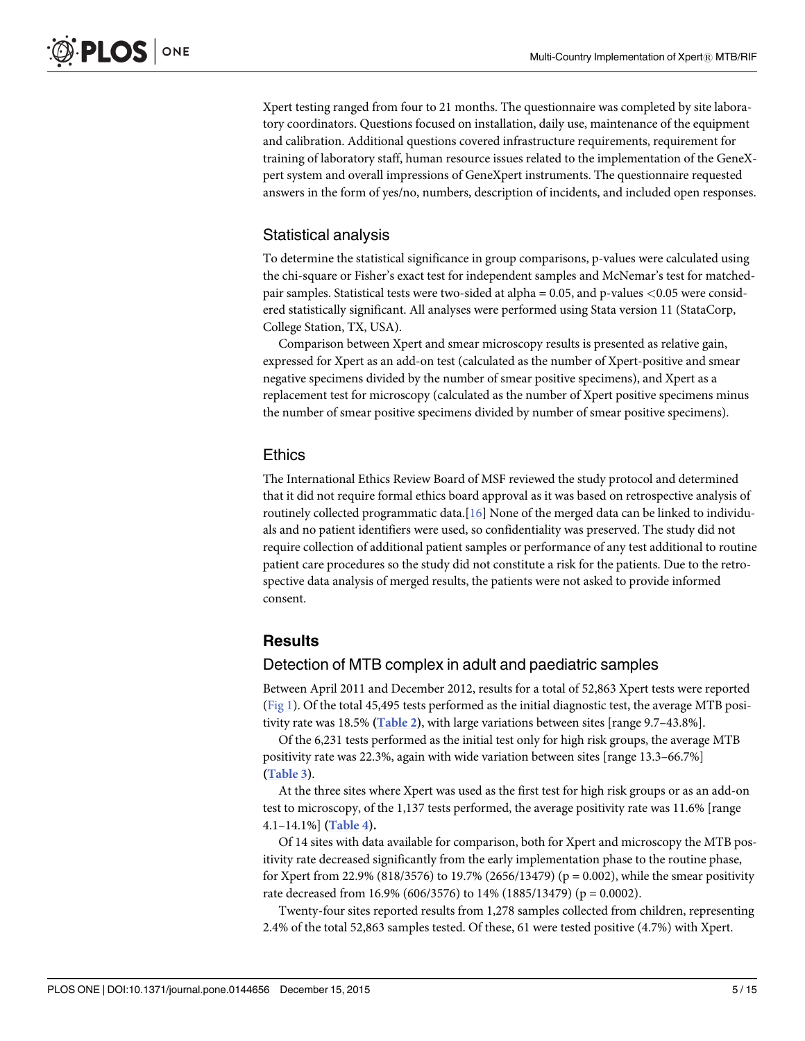Xpert testing ranged from four to 21 months. The questionnaire was completed by site laboratory coordinators. Questions focused on installation, daily use, maintenance of the equipment and calibration. Additional questions covered infrastructure requirements, requirement for training of laboratory staff, human resource issues related to the implementation of the GeneXpert system and overall impressions of GeneXpert instruments. The questionnaire requested answers in the form of yes/no, numbers, description of incidents, and included open responses.

## Statistical analysis

To determine the statistical significance in group comparisons, p-values were calculated using the chi-square or Fisher's exact test for independent samples and McNemar's test for matched-pair samples. Statistical tests were two-sided at alpha = 0.05, and p-values <0.05 were considered statistically significant. All analyses were performed using Stata version 11 (StataCorp, College Station, TX, USA).

Comparison between Xpert and smear microscopy results is presented as relative gain, expressed for Xpert as an add-on test (calculated as the number of Xpert-positive and smear negative specimens divided by the number of smear positive specimens), and Xpert as a replacement test for microscopy (calculated as the number of Xpert positive specimens minus the number of smear positive specimens divided by number of smear positive specimens).

## Ethics

The International Ethics Review Board of MSF reviewed the study protocol and determined that it did not require formal ethics board approval as it was based on retrospective analysis of routinely collected programmatic data.[16] None of the merged data can be linked to individuals and no patient identifiers were used, so confidentiality was preserved. The study did not require collection of additional patient samples or performance of any test additional to routine patient care procedures so the study did not constitute a risk for the patients. Due to the retrospective data analysis of merged results, the patients were not asked to provide informed consent.

# Results

## Detection of MTB complex in adult and paediatric samples

Between April 2011 and December 2012, results for a total of 52,863 Xpert tests were reported (Fig 1). Of the total 45,495 tests performed as the initial diagnostic test, the average MTB positivity rate was 18.5% (**Table 2**), with large variations between sites [range 9.7–43.8%].

Of the 6,231 tests performed as the initial test only for high risk groups, the average MTB positivity rate was 22.3%, again with wide variation between sites [range 13.3–66.7%] (**Table 3**).

At the three sites where Xpert was used as the first test for high risk groups or as an add-on test to microscopy, of the 1,137 tests performed, the average positivity rate was 11.6% [range 4.1–14.1%] (**Table 4**).

Of 14 sites with data available for comparison, both for Xpert and microscopy the MTB positivity rate decreased significantly from the early implementation phase to the routine phase, for Xpert from 22.9% (818/3576) to 19.7% (2656/13479) (p = 0.002), while the smear positivity rate decreased from 16.9% (606/3576) to 14% (1885/13479) (p = 0.0002).

Twenty-four sites reported results from 1,278 samples collected from children, representing 2.4% of the total 52,863 samples tested. Of these, 61 were tested positive (4.7%) with Xpert.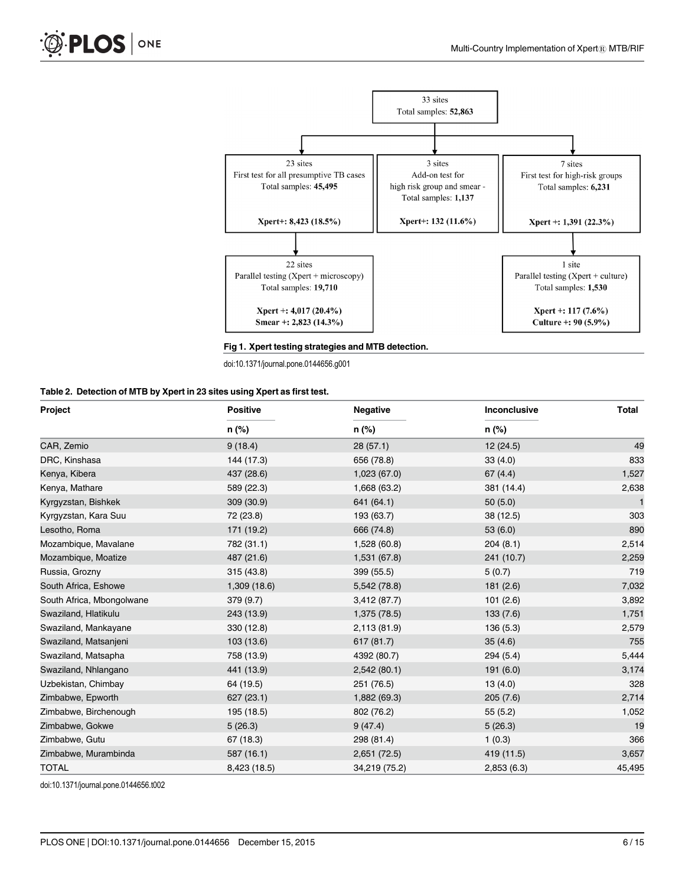33 sites
Total samples: **52,863**

23 sites
First test for all presumptive TB cases
Total samples: **45,495**

**Xpert+: 8,423 (18.5%)**

3 sites
Add-on test for
high risk group and smear -
Total samples: **1,137**

**Xpert+: 132 (11.6%)**

7 sites
First test for high-risk groups
Total samples: **6,231**

**Xpert +: 1,391 (22.3%)**

22 sites
Parallel testing (Xpert + microscopy)
Total samples: **19,710**

**Xpert +: 4,017 (20.4%)**
**Smear +: 2,823 (14.3%)**

1 site
Parallel testing (Xpert + culture)
Total samples: **1,530**

**Xpert +: 117 (7.6%)**
**Culture +: 90 (5.9%)**

**Fig 1. Xpert testing strategies and MTB detection.**

doi:10.1371/journal.pone.0144656.g001

**Table 2. Detection of MTB by Xpert in 23 sites using Xpert as first test.**

| Project | Positive | Negative | Inconclusive | Total |
|---|---|---|---|---|
| | n (%) | n (%) | n (%) | |
| CAR, Zemio | 9 (18.4) | 28 (57.1) | 12 (24.5) | 49 |
| DRC, Kinshasa | 144 (17.3) | 656 (78.8) | 33 (4.0) | 833 |
| Kenya, Kibera | 437 (28.6) | 1,023 (67.0) | 67 (4.4) | 1,527 |
| Kenya, Mathare | 589 (22.3) | 1,668 (63.2) | 381 (14.4) | 2,638 |
| Kyrgyzstan, Bishkek | 309 (30.9) | 641 (64.1) | 50 (5.0) | 1 |
| Kyrgyzstan, Kara Suu | 72 (23.8) | 193 (63.7) | 38 (12.5) | 303 |
| Lesotho, Roma | 171 (19.2) | 666 (74.8) | 53 (6.0) | 890 |
| Mozambique, Mavalane | 782 (31.1) | 1,528 (60.8) | 204 (8.1) | 2,514 |
| Mozambique, Moatize | 487 (21.6) | 1,531 (67.8) | 241 (10.7) | 2,259 |
| Russia, Grozny | 315 (43.8) | 399 (55.5) | 5 (0.7) | 719 |
| South Africa, Eshowe | 1,309 (18.6) | 5,542 (78.8) | 181 (2.6) | 7,032 |
| South Africa, Mbongolwane | 379 (9.7) | 3,412 (87.7) | 101 (2.6) | 3,892 |
| Swaziland, Hlatikulu | 243 (13.9) | 1,375 (78.5) | 133 (7.6) | 1,751 |
| Swaziland, Mankayane | 330 (12.8) | 2,113 (81.9) | 136 (5.3) | 2,579 |
| Swaziland, Matsanjeni | 103 (13.6) | 617 (81.7) | 35 (4.6) | 755 |
| Swaziland, Matsapha | 758 (13.9) | 4392 (80.7) | 294 (5.4) | 5,444 |
| Swaziland, Nhlangano | 441 (13.9) | 2,542 (80.1) | 191 (6.0) | 3,174 |
| Uzbekistan, Chimbay | 64 (19.5) | 251 (76.5) | 13 (4.0) | 328 |
| Zimbabwe, Epworth | 627 (23.1) | 1,882 (69.3) | 205 (7.6) | 2,714 |
| Zimbabwe, Birchenough | 195 (18.5) | 802 (76.2) | 55 (5.2) | 1,052 |
| Zimbabwe, Gokwe | 5 (26.3) | 9 (47.4) | 5 (26.3) | 19 |
| Zimbabwe, Gutu | 67 (18.3) | 298 (81.4) | 1 (0.3) | 366 |
| Zimbabwe, Murambinda | 587 (16.1) | 2,651 (72.5) | 419 (11.5) | 3,657 |
| TOTAL | 8,423 (18.5) | 34,219 (75.2) | 2,853 (6.3) | 45,495 |

doi:10.1371/journal.pone.0144656.t002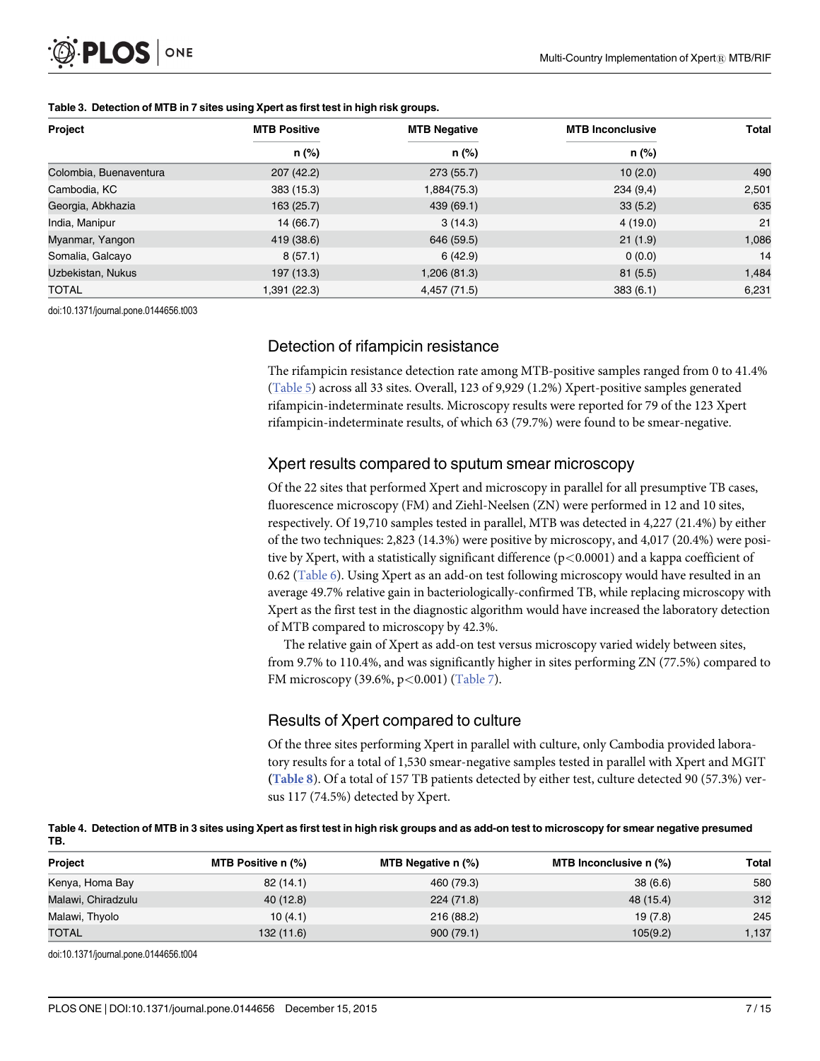**Table 3. Detection of MTB in 7 sites using Xpert as first test in high risk groups.**

| Project | MTB Positive | MTB Negative | MTB Inconclusive | Total |
|---|---|---|---|---|
| | n (%) | n (%) | n (%) | |
| Colombia, Buenaventura | 207 (42.2) | 273 (55.7) | 10 (2.0) | 490 |
| Cambodia, KC | 383 (15.3) | 1,884(75.3) | 234 (9,4) | 2,501 |
| Georgia, Abkhazia | 163 (25.7) | 439 (69.1) | 33 (5.2) | 635 |
| India, Manipur | 14 (66.7) | 3 (14.3) | 4 (19.0) | 21 |
| Myanmar, Yangon | 419 (38.6) | 646 (59.5) | 21 (1.9) | 1,086 |
| Somalia, Galcayo | 8 (57.1) | 6 (42.9) | 0 (0.0) | 14 |
| Uzbekistan, Nukus | 197 (13.3) | 1,206 (81.3) | 81 (5.5) | 1,484 |
| TOTAL | 1,391 (22.3) | 4,457 (71.5) | 383 (6.1) | 6,231 |

doi:10.1371/journal.pone.0144656.t003

## Detection of rifampicin resistance

The rifampicin resistance detection rate among MTB-positive samples ranged from 0 to 41.4% (Table 5) across all 33 sites. Overall, 123 of 9,929 (1.2%) Xpert-positive samples generated rifampicin-indeterminate results. Microscopy results were reported for 79 of the 123 Xpert rifampicin-indeterminate results, of which 63 (79.7%) were found to be smear-negative.

## Xpert results compared to sputum smear microscopy

Of the 22 sites that performed Xpert and microscopy in parallel for all presumptive TB cases, fluorescence microscopy (FM) and Ziehl-Neelsen (ZN) were performed in 12 and 10 sites, respectively. Of 19,710 samples tested in parallel, MTB was detected in 4,227 (21.4%) by either of the two techniques: 2,823 (14.3%) were positive by microscopy, and 4,017 (20.4%) were positive by Xpert, with a statistically significant difference ($p<0.0001$) and a kappa coefficient of 0.62 (Table 6). Using Xpert as an add-on test following microscopy would have resulted in an average 49.7% relative gain in bacteriologically-confirmed TB, while replacing microscopy with Xpert as the first test in the diagnostic algorithm would have increased the laboratory detection of MTB compared to microscopy by 42.3%.

The relative gain of Xpert as add-on test versus microscopy varied widely between sites, from 9.7% to 110.4%, and was significantly higher in sites performing ZN (77.5%) compared to FM microscopy (39.6%, $p<0.001$) (Table 7).

## Results of Xpert compared to culture

Of the three sites performing Xpert in parallel with culture, only Cambodia provided laboratory results for a total of 1,530 smear-negative samples tested in parallel with Xpert and MGIT (**Table 8**). Of a total of 157 TB patients detected by either test, culture detected 90 (57.3%) versus 117 (74.5%) detected by Xpert.

**Table 4. Detection of MTB in 3 sites using Xpert as first test in high risk groups and as add-on test to microscopy for smear negative presumed TB.**

| Project | MTB Positive n (%) | MTB Negative n (%) | MTB Inconclusive n (%) | Total |
|---|---|---|---|---|
| Kenya, Homa Bay | 82 (14.1) | 460 (79.3) | 38 (6.6) | 580 |
| Malawi, Chiradzulu | 40 (12.8) | 224 (71.8) | 48 (15.4) | 312 |
| Malawi, Thyolo | 10 (4.1) | 216 (88.2) | 19 (7.8) | 245 |
| TOTAL | 132 (11.6) | 900 (79.1) | 105(9.2) | 1,137 |

doi:10.1371/journal.pone.0144656.t004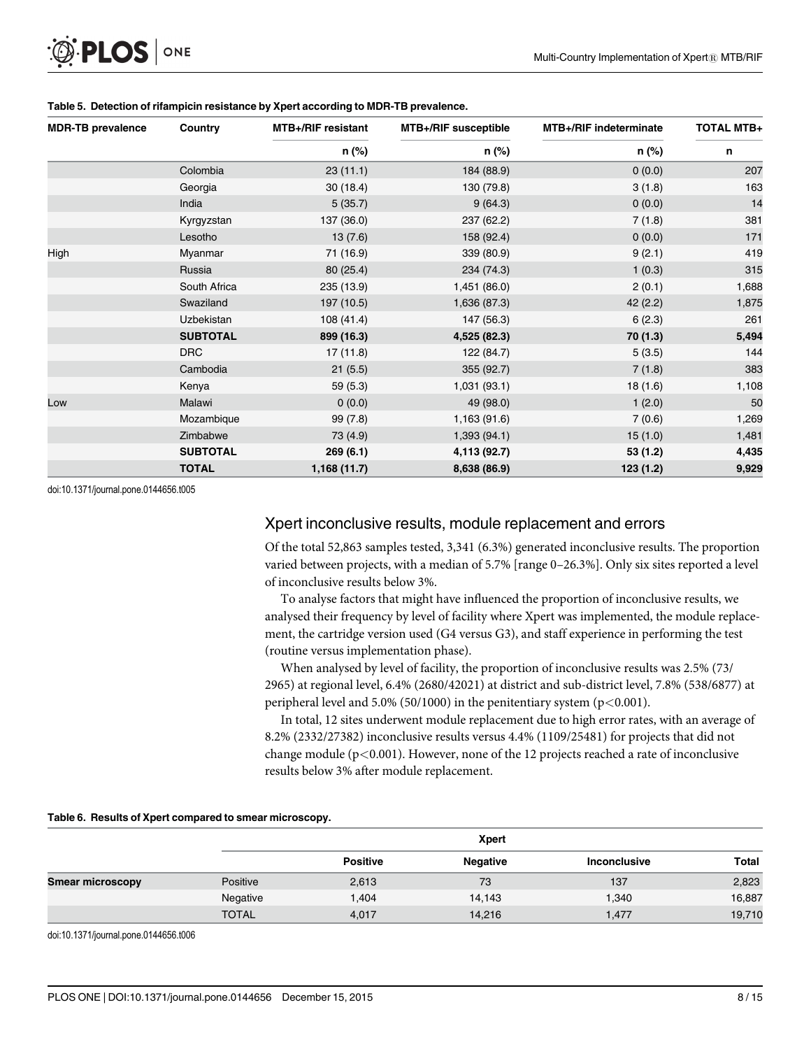**Table 5. Detection of rifampicin resistance by Xpert according to MDR-TB prevalence.**

| MDR-TB prevalence | Country | MTB+/RIF resistant | MTB+/RIF susceptible | MTB+/RIF indeterminate | TOTAL MTB+ |
|---|---|---|---|---|---|
| | | n (%) | n (%) | n (%) | n |
| High | Colombia | 23 (11.1) | 184 (88.9) | 0 (0.0) | 207 |
| | Georgia | 30 (18.4) | 130 (79.8) | 3 (1.8) | 163 |
| | India | 5 (35.7) | 9 (64.3) | 0 (0.0) | 14 |
| | Kyrgyzstan | 137 (36.0) | 237 (62.2) | 7 (1.8) | 381 |
| | Lesotho | 13 (7.6) | 158 (92.4) | 0 (0.0) | 171 |
| | Myanmar | 71 (16.9) | 339 (80.9) | 9 (2.1) | 419 |
| | Russia | 80 (25.4) | 234 (74.3) | 1 (0.3) | 315 |
| | South Africa | 235 (13.9) | 1,451 (86.0) | 2 (0.1) | 1,688 |
| | Swaziland | 197 (10.5) | 1,636 (87.3) | 42 (2.2) | 1,875 |
| | Uzbekistan | 108 (41.4) | 147 (56.3) | 6 (2.3) | 261 |
| | **SUBTOTAL** | **899 (16.3)** | **4,525 (82.3)** | **70 (1.3)** | **5,494** |
| Low | DRC | 17 (11.8) | 122 (84.7) | 5 (3.5) | 144 |
| | Cambodia | 21 (5.5) | 355 (92.7) | 7 (1.8) | 383 |
| | Kenya | 59 (5.3) | 1,031 (93.1) | 18 (1.6) | 1,108 |
| | Malawi | 0 (0.0) | 49 (98.0) | 1 (2.0) | 50 |
| | Mozambique | 99 (7.8) | 1,163 (91.6) | 7 (0.6) | 1,269 |
| | Zimbabwe | 73 (4.9) | 1,393 (94.1) | 15 (1.0) | 1,481 |
| | **SUBTOTAL** | **269 (6.1)** | **4,113 (92.7)** | **53 (1.2)** | **4,435** |
| | **TOTAL** | **1,168 (11.7)** | **8,638 (86.9)** | **123 (1.2)** | **9,929** |

doi:10.1371/journal.pone.0144656.t005

## Xpert inconclusive results, module replacement and errors

Of the total 52,863 samples tested, 3,341 (6.3%) generated inconclusive results. The proportion varied between projects, with a median of 5.7% [range 0–26.3%]. Only six sites reported a level of inconclusive results below 3%.

To analyse factors that might have influenced the proportion of inconclusive results, we analysed their frequency by level of facility where Xpert was implemented, the module replacement, the cartridge version used (G4 versus G3), and staff experience in performing the test (routine versus implementation phase).

When analysed by level of facility, the proportion of inconclusive results was 2.5% (73/2965) at regional level, 6.4% (2680/42021) at district and sub-district level, 7.8% (538/6877) at peripheral level and 5.0% (50/1000) in the penitentiary system ($p<0.001$).

In total, 12 sites underwent module replacement due to high error rates, with an average of 8.2% (2332/27382) inconclusive results versus 4.4% (1109/25481) for projects that did not change module ($p<0.001$). However, none of the 12 projects reached a rate of inconclusive results below 3% after module replacement.

**Table 6. Results of Xpert compared to smear microscopy.**

| | | Xpert | | | |
|---|---|---|---|---|---|
| | | Positive | Negative | Inconclusive | Total |
| Smear microscopy | Positive | 2,613 | 73 | 137 | 2,823 |
| | Negative | 1,404 | 14,143 | 1,340 | 16,887 |
| | TOTAL | 4,017 | 14,216 | 1,477 | 19,710 |

doi:10.1371/journal.pone.0144656.t006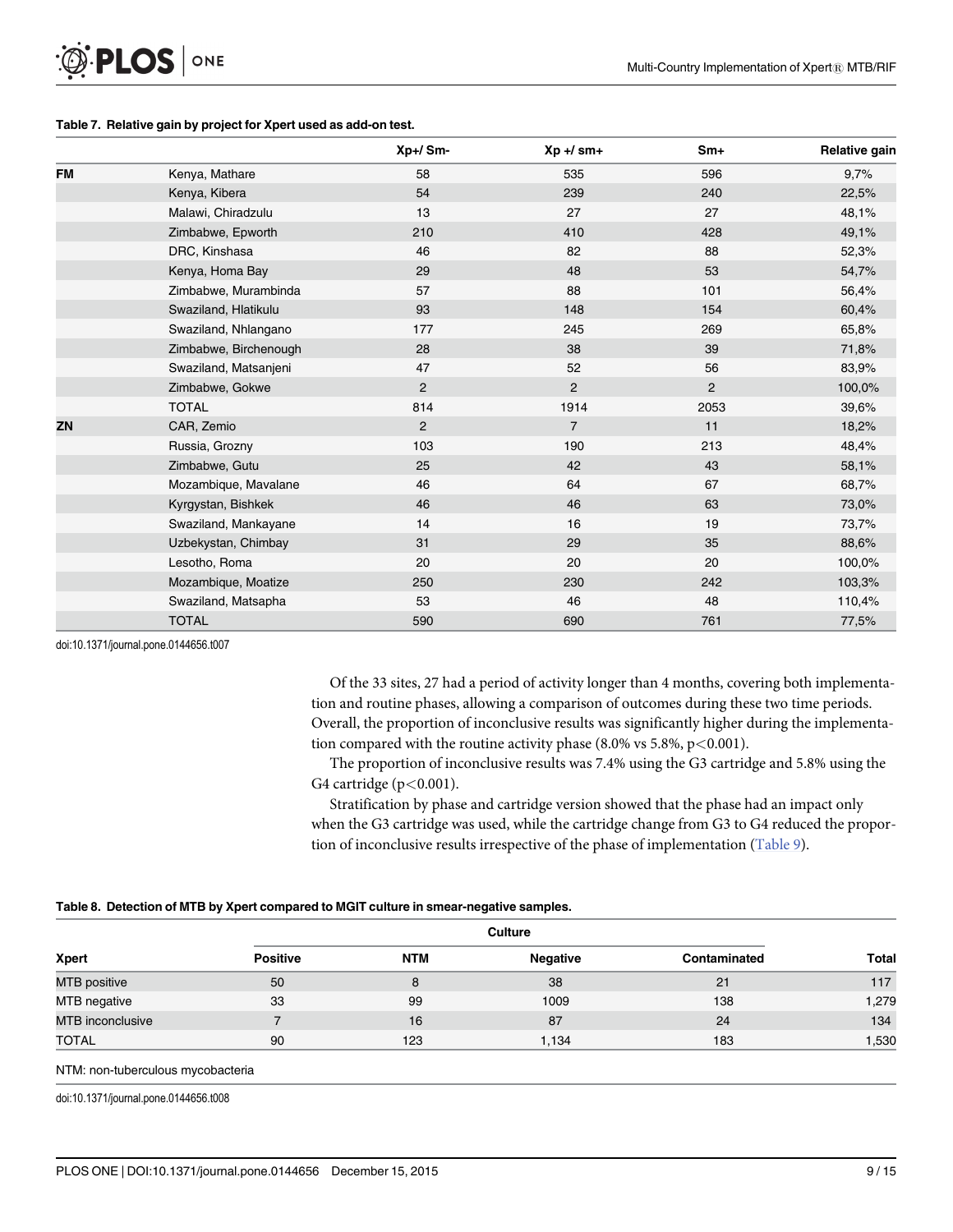**Table 7. Relative gain by project for Xpert used as add-on test.**

| | | Xp+/ Sm- | Xp +/ sm+ | Sm+ | Relative gain |
|---|---|---|---|---|---|
| FM | Kenya, Mathare | 58 | 535 | 596 | 9,7% |
| | Kenya, Kibera | 54 | 239 | 240 | 22,5% |
| | Malawi, Chiradzulu | 13 | 27 | 27 | 48,1% |
| | Zimbabwe, Epworth | 210 | 410 | 428 | 49,1% |
| | DRC, Kinshasa | 46 | 82 | 88 | 52,3% |
| | Kenya, Homa Bay | 29 | 48 | 53 | 54,7% |
| | Zimbabwe, Murambinda | 57 | 88 | 101 | 56,4% |
| | Swaziland, Hlatikulu | 93 | 148 | 154 | 60,4% |
| | Swaziland, Nhlangano | 177 | 245 | 269 | 65,8% |
| | Zimbabwe, Birchenough | 28 | 38 | 39 | 71,8% |
| | Swaziland, Matsanjeni | 47 | 52 | 56 | 83,9% |
| | Zimbabwe, Gokwe | 2 | 2 | 2 | 100,0% |
| | TOTAL | 814 | 1914 | 2053 | 39,6% |
| ZN | CAR, Zemio | 2 | 7 | 11 | 18,2% |
| | Russia, Grozny | 103 | 190 | 213 | 48,4% |
| | Zimbabwe, Gutu | 25 | 42 | 43 | 58,1% |
| | Mozambique, Mavalane | 46 | 64 | 67 | 68,7% |
| | Kyrgystan, Bishkek | 46 | 46 | 63 | 73,0% |
| | Swaziland, Mankayane | 14 | 16 | 19 | 73,7% |
| | Uzbekystan, Chimbay | 31 | 29 | 35 | 88,6% |
| | Lesotho, Roma | 20 | 20 | 20 | 100,0% |
| | Mozambique, Moatize | 250 | 230 | 242 | 103,3% |
| | Swaziland, Matsapha | 53 | 46 | 48 | 110,4% |
| | TOTAL | 590 | 690 | 761 | 77,5% |

doi:10.1371/journal.pone.0144656.t007

Of the 33 sites, 27 had a period of activity longer than 4 months, covering both implementation and routine phases, allowing a comparison of outcomes during these two time periods. Overall, the proportion of inconclusive results was significantly higher during the implementation compared with the routine activity phase (8.0% vs 5.8%, $p<0.001$).

The proportion of inconclusive results was 7.4% using the G3 cartridge and 5.8% using the G4 cartridge ($p<0.001$).

Stratification by phase and cartridge version showed that the phase had an impact only when the G3 cartridge was used, while the cartridge change from G3 to G4 reduced the proportion of inconclusive results irrespective of the phase of implementation (Table 9).

**Table 8. Detection of MTB by Xpert compared to MGIT culture in smear-negative samples.**

| | Culture | | | | |
|---|---|---|---|---|---|
| Xpert | Positive | NTM | Negative | Contaminated | Total |
| MTB positive | 50 | 8 | 38 | 21 | 117 |
| MTB negative | 33 | 99 | 1009 | 138 | 1,279 |
| MTB inconclusive | 7 | 16 | 87 | 24 | 134 |
| TOTAL | 90 | 123 | 1,134 | 183 | 1,530 |

NTM: non-tuberculous mycobacteria

doi:10.1371/journal.pone.0144656.t008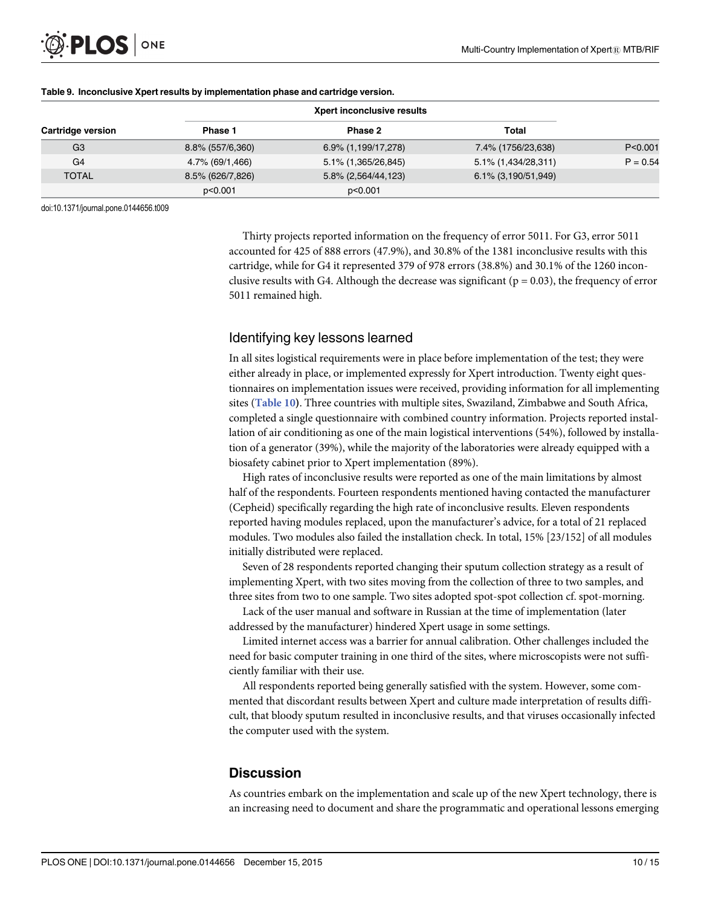**Table 9. Inconclusive Xpert results by implementation phase and cartridge version.**

| Cartridge version | Xpert inconclusive results | | | |
|---|---|---|---|---|
| | Phase 1 | Phase 2 | Total | |
| G3 | 8.8% (557/6,360) | 6.9% (1,199/17,278) | 7.4% (1756/23,638) | P<0.001 |
| G4 | 4.7% (69/1,466) | 5.1% (1,365/26,845) | 5.1% (1,434/28,311) | P = 0.54 |
| TOTAL | 8.5% (626/7,826) | 5.8% (2,564/44,123) | 6.1% (3,190/51,949) | |
| | p<0.001 | p<0.001 | | |

doi:10.1371/journal.pone.0144656.t009

Thirty projects reported information on the frequency of error 5011. For G3, error 5011 accounted for 425 of 888 errors (47.9%), and 30.8% of the 1381 inconclusive results with this cartridge, while for G4 it represented 379 of 978 errors (38.8%) and 30.1% of the 1260 inconclusive results with G4. Although the decrease was significant (p = 0.03), the frequency of error 5011 remained high.

## Identifying key lessons learned

In all sites logistical requirements were in place before implementation of the test; they were either already in place, or implemented expressly for Xpert introduction. Twenty eight questionnaires on implementation issues were received, providing information for all implementing sites (**Table 10**). Three countries with multiple sites, Swaziland, Zimbabwe and South Africa, completed a single questionnaire with combined country information. Projects reported installation of air conditioning as one of the main logistical interventions (54%), followed by installation of a generator (39%), while the majority of the laboratories were already equipped with a biosafety cabinet prior to Xpert implementation (89%).

High rates of inconclusive results were reported as one of the main limitations by almost half of the respondents. Fourteen respondents mentioned having contacted the manufacturer (Cepheid) specifically regarding the high rate of inconclusive results. Eleven respondents reported having modules replaced, upon the manufacturer's advice, for a total of 21 replaced modules. Two modules also failed the installation check. In total, 15% [23/152] of all modules initially distributed were replaced.

Seven of 28 respondents reported changing their sputum collection strategy as a result of implementing Xpert, with two sites moving from the collection of three to two samples, and three sites from two to one sample. Two sites adopted spot-spot collection cf. spot-morning.

Lack of the user manual and software in Russian at the time of implementation (later addressed by the manufacturer) hindered Xpert usage in some settings.

Limited internet access was a barrier for annual calibration. Other challenges included the need for basic computer training in one third of the sites, where microscopists were not sufficiently familiar with their use.

All respondents reported being generally satisfied with the system. However, some commented that discordant results between Xpert and culture made interpretation of results difficult, that bloody sputum resulted in inconclusive results, and that viruses occasionally infected the computer used with the system.

## Discussion

As countries embark on the implementation and scale up of the new Xpert technology, there is an increasing need to document and share the programmatic and operational lessons emerging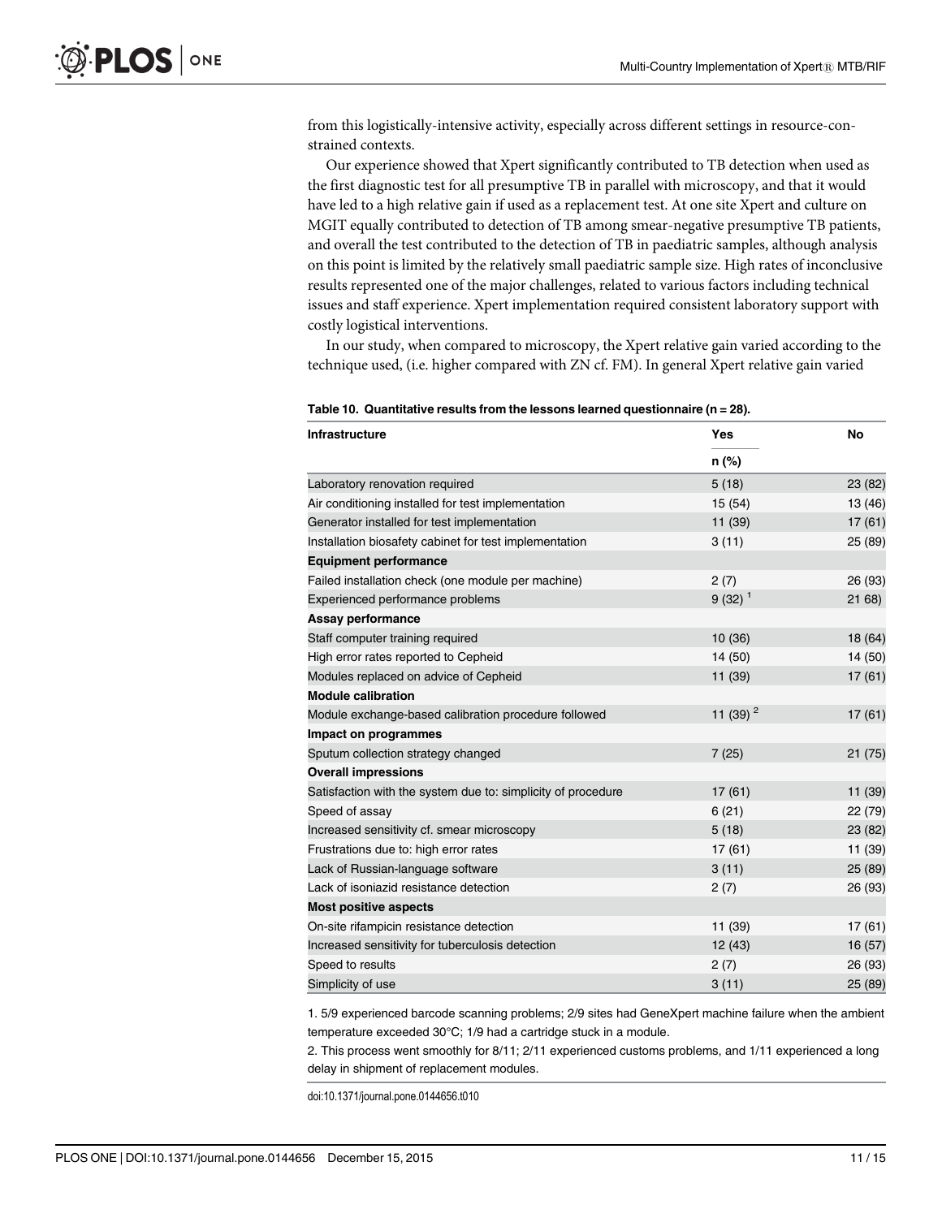from this logistically-intensive activity, especially across different settings in resource-constrained contexts.

Our experience showed that Xpert significantly contributed to TB detection when used as the first diagnostic test for all presumptive TB in parallel with microscopy, and that it would have led to a high relative gain if used as a replacement test. At one site Xpert and culture on MGIT equally contributed to detection of TB among smear-negative presumptive TB patients, and overall the test contributed to the detection of TB in paediatric samples, although analysis on this point is limited by the relatively small paediatric sample size. High rates of inconclusive results represented one of the major challenges, related to various factors including technical issues and staff experience. Xpert implementation required consistent laboratory support with costly logistical interventions.

In our study, when compared to microscopy, the Xpert relative gain varied according to the technique used, (i.e. higher compared with ZN cf. FM). In general Xpert relative gain varied

**Table 10. Quantitative results from the lessons learned questionnaire (n = 28).**

| Infrastructure | Yes | No |
|---|---|---|
| | n (%) | |
| Laboratory renovation required | 5 (18) | 23 (82) |
| Air conditioning installed for test implementation | 15 (54) | 13 (46) |
| Generator installed for test implementation | 11 (39) | 17 (61) |
| Installation biosafety cabinet for test implementation | 3 (11) | 25 (89) |
| **Equipment performance** | | |
| Failed installation check (one module per machine) | 2 (7) | 26 (93) |
| Experienced performance problems | 9 (32) [1] | 21 68) |
| **Assay performance** | | |
| Staff computer training required | 10 (36) | 18 (64) |
| High error rates reported to Cepheid | 14 (50) | 14 (50) |
| Modules replaced on advice of Cepheid | 11 (39) | 17 (61) |
| **Module calibration** | | |
| Module exchange-based calibration procedure followed | 11 (39) [2] | 17 (61) |
| **Impact on programmes** | | |
| Sputum collection strategy changed | 7 (25) | 21 (75) |
| **Overall impressions** | | |
| Satisfaction with the system due to: simplicity of procedure | 17 (61) | 11 (39) |
| Speed of assay | 6 (21) | 22 (79) |
| Increased sensitivity cf. smear microscopy | 5 (18) | 23 (82) |
| Frustrations due to: high error rates | 17 (61) | 11 (39) |
| Lack of Russian-language software | 3 (11) | 25 (89) |
| Lack of isoniazid resistance detection | 2 (7) | 26 (93) |
| **Most positive aspects** | | |
| On-site rifampicin resistance detection | 11 (39) | 17 (61) |
| Increased sensitivity for tuberculosis detection | 12 (43) | 16 (57) |
| Speed to results | 2 (7) | 26 (93) |
| Simplicity of use | 3 (11) | 25 (89) |

1. 5/9 experienced barcode scanning problems; 2/9 sites had GeneXpert machine failure when the ambient temperature exceeded 30°C; 1/9 had a cartridge stuck in a module.

2. This process went smoothly for 8/11; 2/11 experienced customs problems, and 1/11 experienced a long delay in shipment of replacement modules.

doi:10.1371/journal.pone.0144656.t010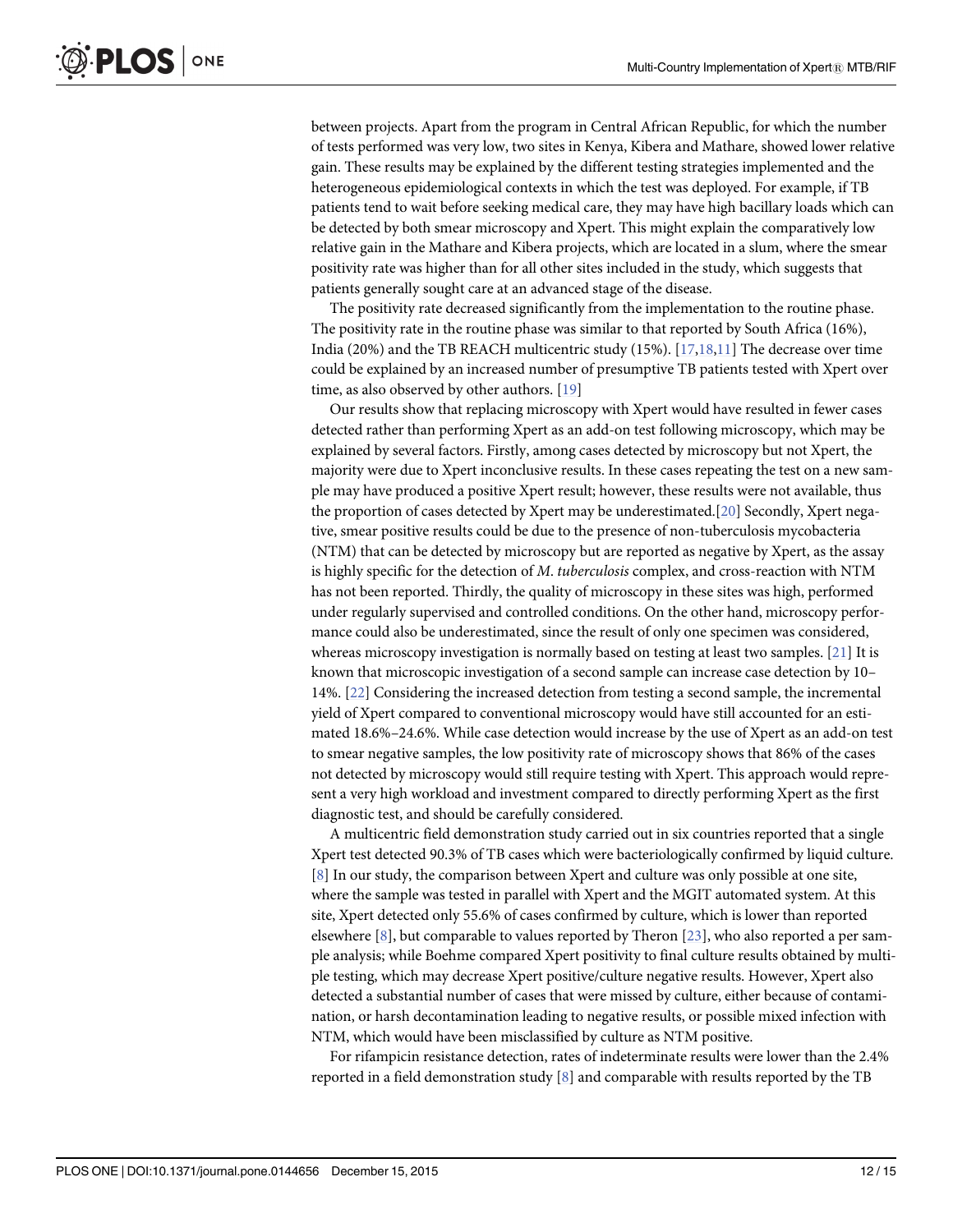between projects. Apart from the program in Central African Republic, for which the number of tests performed was very low, two sites in Kenya, Kibera and Mathare, showed lower relative gain. These results may be explained by the different testing strategies implemented and the heterogeneous epidemiological contexts in which the test was deployed. For example, if TB patients tend to wait before seeking medical care, they may have high bacillary loads which can be detected by both smear microscopy and Xpert. This might explain the comparatively low relative gain in the Mathare and Kibera projects, which are located in a slum, where the smear positivity rate was higher than for all other sites included in the study, which suggests that patients generally sought care at an advanced stage of the disease.

The positivity rate decreased significantly from the implementation to the routine phase. The positivity rate in the routine phase was similar to that reported by South Africa (16%), India (20%) and the TB REACH multicentric study (15%). [17,18,11] The decrease over time could be explained by an increased number of presumptive TB patients tested with Xpert over time, as also observed by other authors. [19]

Our results show that replacing microscopy with Xpert would have resulted in fewer cases detected rather than performing Xpert as an add-on test following microscopy, which may be explained by several factors. Firstly, among cases detected by microscopy but not Xpert, the majority were due to Xpert inconclusive results. In these cases repeating the test on a new sample may have produced a positive Xpert result; however, these results were not available, thus the proportion of cases detected by Xpert may be underestimated.[20] Secondly, Xpert negative, smear positive results could be due to the presence of non-tuberculosis mycobacteria (NTM) that can be detected by microscopy but are reported as negative by Xpert, as the assay is highly specific for the detection of *M*. *tuberculosis* complex, and cross-reaction with NTM has not been reported. Thirdly, the quality of microscopy in these sites was high, performed under regularly supervised and controlled conditions. On the other hand, microscopy performance could also be underestimated, since the result of only one specimen was considered, whereas microscopy investigation is normally based on testing at least two samples. [21] It is known that microscopic investigation of a second sample can increase case detection by 10–14%. [22] Considering the increased detection from testing a second sample, the incremental yield of Xpert compared to conventional microscopy would have still accounted for an estimated 18.6%–24.6%. While case detection would increase by the use of Xpert as an add-on test to smear negative samples, the low positivity rate of microscopy shows that 86% of the cases not detected by microscopy would still require testing with Xpert. This approach would represent a very high workload and investment compared to directly performing Xpert as the first diagnostic test, and should be carefully considered.

A multicentric field demonstration study carried out in six countries reported that a single Xpert test detected 90.3% of TB cases which were bacteriologically confirmed by liquid culture. [8] In our study, the comparison between Xpert and culture was only possible at one site, where the sample was tested in parallel with Xpert and the MGIT automated system. At this site, Xpert detected only 55.6% of cases confirmed by culture, which is lower than reported elsewhere [8], but comparable to values reported by Theron [23], who also reported a per sample analysis; while Boehme compared Xpert positivity to final culture results obtained by multiple testing, which may decrease Xpert positive/culture negative results. However, Xpert also detected a substantial number of cases that were missed by culture, either because of contamination, or harsh decontamination leading to negative results, or possible mixed infection with NTM, which would have been misclassified by culture as NTM positive.

For rifampicin resistance detection, rates of indeterminate results were lower than the 2.4% reported in a field demonstration study [8] and comparable with results reported by the TB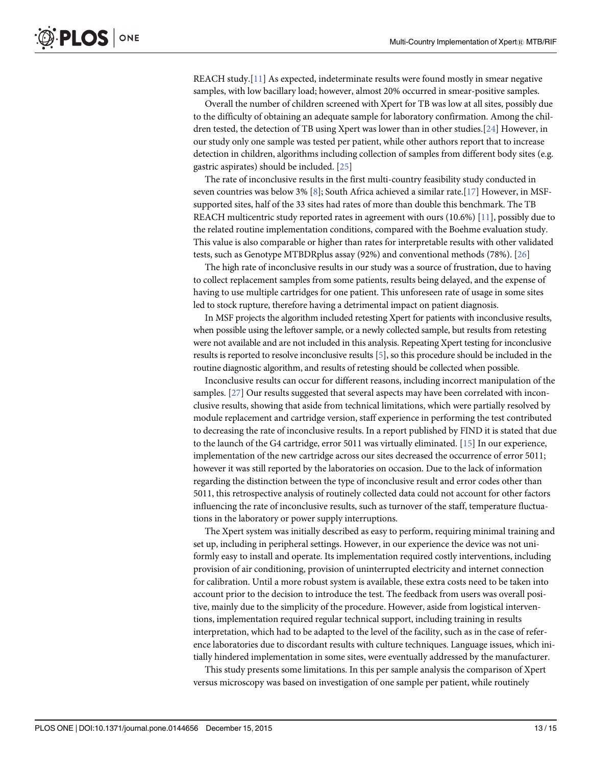REACH study.[11] As expected, indeterminate results were found mostly in smear negative samples, with low bacillary load; however, almost 20% occurred in smear-positive samples.

Overall the number of children screened with Xpert for TB was low at all sites, possibly due to the difficulty of obtaining an adequate sample for laboratory confirmation. Among the children tested, the detection of TB using Xpert was lower than in other studies.[24] However, in our study only one sample was tested per patient, while other authors report that to increase detection in children, algorithms including collection of samples from different body sites (e.g. gastric aspirates) should be included. [25]

The rate of inconclusive results in the first multi-country feasibility study conducted in seven countries was below 3% [8]; South Africa achieved a similar rate.[17] However, in MSF-supported sites, half of the 33 sites had rates of more than double this benchmark. The TB REACH multicentric study reported rates in agreement with ours (10.6%) [11], possibly due to the related routine implementation conditions, compared with the Boehme evaluation study. This value is also comparable or higher than rates for interpretable results with other validated tests, such as Genotype MTBDRplus assay (92%) and conventional methods (78%). [26]

The high rate of inconclusive results in our study was a source of frustration, due to having to collect replacement samples from some patients, results being delayed, and the expense of having to use multiple cartridges for one patient. This unforeseen rate of usage in some sites led to stock rupture, therefore having a detrimental impact on patient diagnosis.

In MSF projects the algorithm included retesting Xpert for patients with inconclusive results, when possible using the leftover sample, or a newly collected sample, but results from retesting were not available and are not included in this analysis. Repeating Xpert testing for inconclusive results is reported to resolve inconclusive results [5], so this procedure should be included in the routine diagnostic algorithm, and results of retesting should be collected when possible.

Inconclusive results can occur for different reasons, including incorrect manipulation of the samples. [27] Our results suggested that several aspects may have been correlated with inconclusive results, showing that aside from technical limitations, which were partially resolved by module replacement and cartridge version, staff experience in performing the test contributed to decreasing the rate of inconclusive results. In a report published by FIND it is stated that due to the launch of the G4 cartridge, error 5011 was virtually eliminated. [15] In our experience, implementation of the new cartridge across our sites decreased the occurrence of error 5011; however it was still reported by the laboratories on occasion. Due to the lack of information regarding the distinction between the type of inconclusive result and error codes other than 5011, this retrospective analysis of routinely collected data could not account for other factors influencing the rate of inconclusive results, such as turnover of the staff, temperature fluctuations in the laboratory or power supply interruptions.

The Xpert system was initially described as easy to perform, requiring minimal training and set up, including in peripheral settings. However, in our experience the device was not uniformly easy to install and operate. Its implementation required costly interventions, including provision of air conditioning, provision of uninterrupted electricity and internet connection for calibration. Until a more robust system is available, these extra costs need to be taken into account prior to the decision to introduce the test. The feedback from users was overall positive, mainly due to the simplicity of the procedure. However, aside from logistical interventions, implementation required regular technical support, including training in results interpretation, which had to be adapted to the level of the facility, such as in the case of reference laboratories due to discordant results with culture techniques. Language issues, which initially hindered implementation in some sites, were eventually addressed by the manufacturer.

This study presents some limitations. In this per sample analysis the comparison of Xpert versus microscopy was based on investigation of one sample per patient, while routinely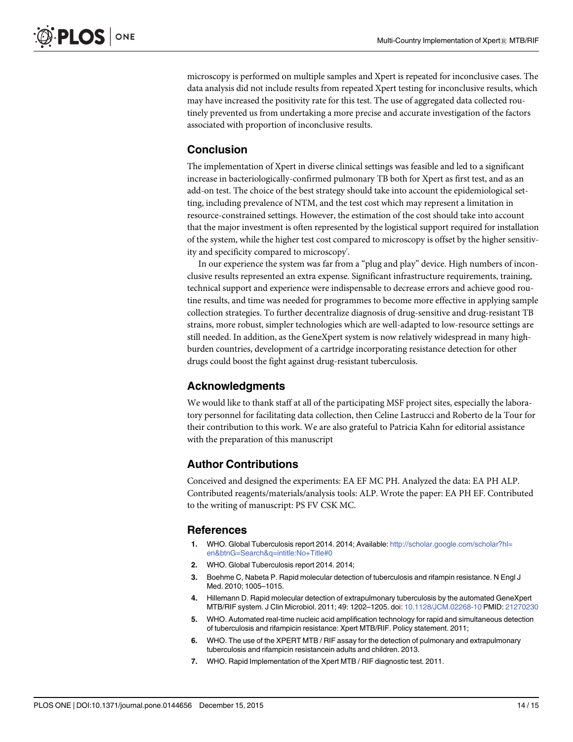microscopy is performed on multiple samples and Xpert is repeated for inconclusive cases. The data analysis did not include results from repeated Xpert testing for inconclusive results, which may have increased the positivity rate for this test. The use of aggregated data collected routinely prevented us from undertaking a more precise and accurate investigation of the factors associated with proportion of inconclusive results.

## Conclusion

The implementation of Xpert in diverse clinical settings was feasible and led to a significant increase in bacteriologically-confirmed pulmonary TB both for Xpert as first test, and as an add-on test. The choice of the best strategy should take into account the epidemiological setting, including prevalence of NTM, and the test cost which may represent a limitation in resource-constrained settings. However, the estimation of the cost should take into account that the major investment is often represented by the logistical support required for installation of the system, while the higher test cost compared to microscopy is offset by the higher sensitivity and specificity compared to microscopy'.

In our experience the system was far from a "plug and play" device. High numbers of inconclusive results represented an extra expense. Significant infrastructure requirements, training, technical support and experience were indispensable to decrease errors and achieve good routine results, and time was needed for programmes to become more effective in applying sample collection strategies. To further decentralize diagnosis of drug-sensitive and drug-resistant TB strains, more robust, simpler technologies which are well-adapted to low-resource settings are still needed. In addition, as the GeneXpert system is now relatively widespread in many high-burden countries, development of a cartridge incorporating resistance detection for other drugs could boost the fight against drug-resistant tuberculosis.

## Acknowledgments

We would like to thank staff at all of the participating MSF project sites, especially the laboratory personnel for facilitating data collection, then Celine Lastrucci and Roberto de la Tour for their contribution to this work. We are also grateful to Patricia Kahn for editorial assistance with the preparation of this manuscript

## Author Contributions

Conceived and designed the experiments: EA EF MC PH. Analyzed the data: EA PH ALP. Contributed reagents/materials/analysis tools: ALP. Wrote the paper: EA PH EF. Contributed to the writing of manuscript: PS FV CSK MC.

## References

1. WHO. Global Tuberculosis report 2014. 2014; Available: http://scholar.google.com/scholar?hl=en&btnG=Search&q=intitle:No+Title#0
2. WHO. Global Tuberculosis report 2014. 2014;
3. Boehme C, Nabeta P. Rapid molecular detection of tuberculosis and rifampin resistance. N Engl J Med. 2010; 1005–1015.
4. Hillemann D. Rapid molecular detection of extrapulmonary tuberculosis by the automated GeneXpert MTB/RIF system. J Clin Microbiol. 2011; 49: 1202–1205. doi: 10.1128/JCM.02268-10 PMID: 21270230
5. WHO. Automated real-time nucleic acid amplification technology for rapid and simultaneous detection of tuberculosis and rifampicin resistance: Xpert MTB/RIF. Policy statement. 2011;
6. WHO. The use of the XPERT MTB / RIF assay for the detection of pulmonary and extrapulmonary tuberculosis and rifampicin resistancein adults and children. 2013.
7. WHO. Rapid Implementation of the Xpert MTB / RIF diagnostic test. 2011.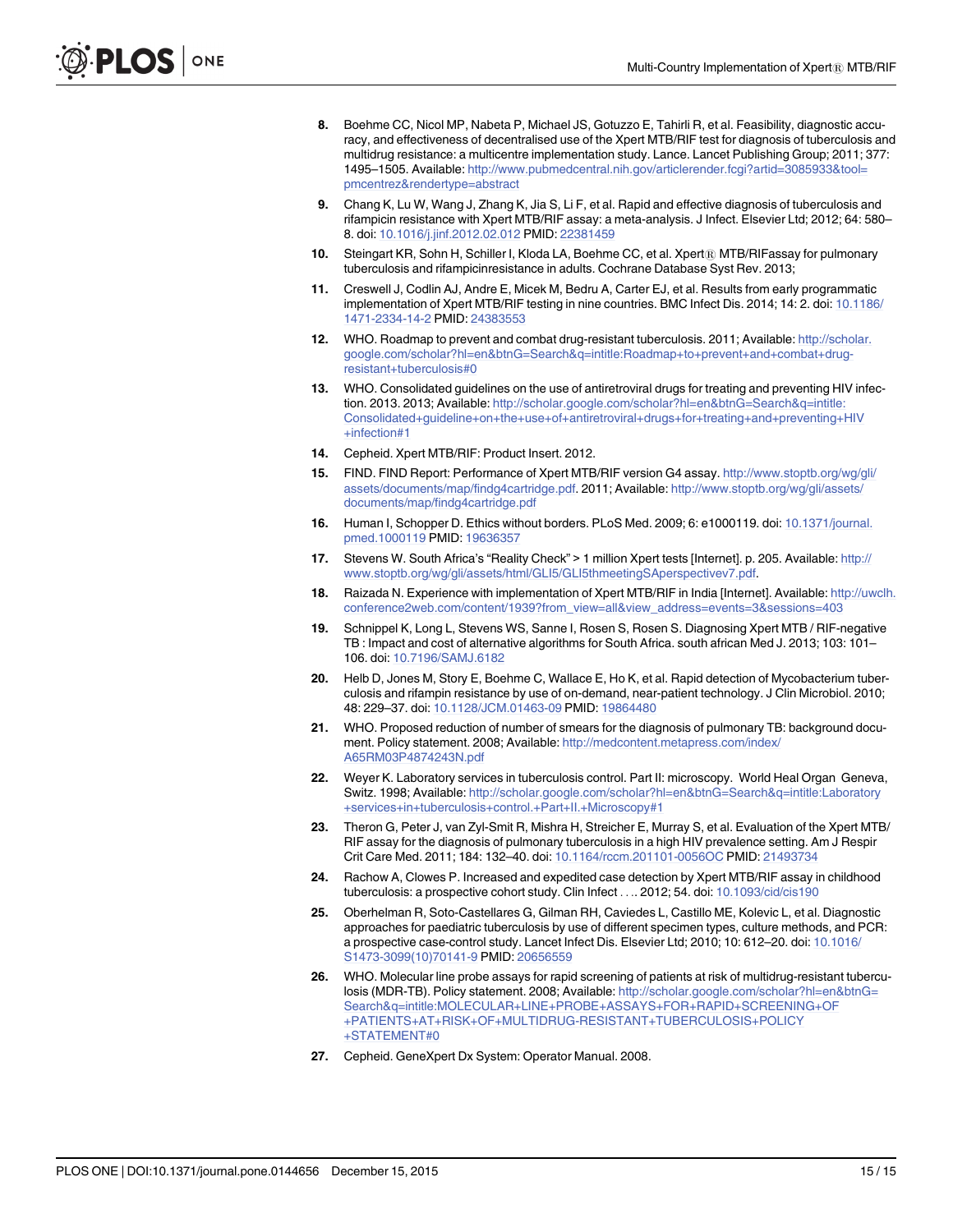8. Boehme CC, Nicol MP, Nabeta P, Michael JS, Gotuzzo E, Tahirli R, et al. Feasibility, diagnostic accuracy, and effectiveness of decentralised use of the Xpert MTB/RIF test for diagnosis of tuberculosis and multidrug resistance: a multicentre implementation study. Lance. Lancet Publishing Group; 2011; 377: 1495–1505. Available: http://www.pubmedcentral.nih.gov/articlerender.fcgi?artid=3085933&tool=pmcentrez&rendertype=abstract
9. Chang K, Lu W, Wang J, Zhang K, Jia S, Li F, et al. Rapid and effective diagnosis of tuberculosis and rifampicin resistance with Xpert MTB/RIF assay: a meta-analysis. J Infect. Elsevier Ltd; 2012; 64: 580–8. doi: 10.1016/j.jinf.2012.02.012 PMID: 22381459
10. Steingart KR, Sohn H, Schiller I, Kloda LA, Boehme CC, et al. Xpert® MTB/RIFassay for pulmonary tuberculosis and rifampicinresistance in adults. Cochrane Database Syst Rev. 2013;
11. Creswell J, Codlin AJ, Andre E, Micek M, Bedru A, Carter EJ, et al. Results from early programmatic implementation of Xpert MTB/RIF testing in nine countries. BMC Infect Dis. 2014; 14: 2. doi: 10.1186/1471-2334-14-2 PMID: 24383553
12. WHO. Roadmap to prevent and combat drug-resistant tuberculosis. 2011; Available: http://scholar.google.com/scholar?hl=en&btnG=Search&q=intitle:Roadmap+to+prevent+and+combat+drug-resistant+tuberculosis#0
13. WHO. Consolidated guidelines on the use of antiretroviral drugs for treating and preventing HIV infection. 2013. 2013; Available: http://scholar.google.com/scholar?hl=en&btnG=Search&q=intitle:Consolidated+guideline+on+the+use+of+antiretroviral+drugs+for+treating+and+preventing+HIV+infection#1
14. Cepheid. Xpert MTB/RIF: Product Insert. 2012.
15. FIND. FIND Report: Performance of Xpert MTB/RIF version G4 assay. http://www.stoptb.org/wg/gli/assets/documents/map/findg4cartridge.pdf. 2011; Available: http://www.stoptb.org/wg/gli/assets/documents/map/findg4cartridge.pdf
16. Human I, Schopper D. Ethics without borders. PLoS Med. 2009; 6: e1000119. doi: 10.1371/journal.pmed.1000119 PMID: 19636357
17. Stevens W. South Africa's "Reality Check" > 1 million Xpert tests [Internet]. p. 205. Available: http://www.stoptb.org/wg/gli/assets/html/GLI5/GLI5thmeetingSAperspectivev7.pdf.
18. Raizada N. Experience with implementation of Xpert MTB/RIF in India [Internet]. Available: http://uwclh.conference2web.com/content/1939?from_view=all&view_address=events=3&sessions=403
19. Schnippel K, Long L, Stevens WS, Sanne I, Rosen S, Rosen S. Diagnosing Xpert MTB / RIF-negative TB : Impact and cost of alternative algorithms for South Africa. south african Med J. 2013; 103: 101–106. doi: 10.7196/SAMJ.6182
20. Helb D, Jones M, Story E, Boehme C, Wallace E, Ho K, et al. Rapid detection of Mycobacterium tuberculosis and rifampin resistance by use of on-demand, near-patient technology. J Clin Microbiol. 2010; 48: 229–37. doi: 10.1128/JCM.01463-09 PMID: 19864480
21. WHO. Proposed reduction of number of smears for the diagnosis of pulmonary TB: background document. Policy statement. 2008; Available: http://medcontent.metapress.com/index/A65RM03P4874243N.pdf
22. Weyer K. Laboratory services in tuberculosis control. Part II: microscopy. World Heal Organ Geneva, Switz. 1998; Available: http://scholar.google.com/scholar?hl=en&btnG=Search&q=intitle:Laboratory+services+in+tuberculosis+control.+Part+II.+Microscopy#1
23. Theron G, Peter J, van Zyl-Smit R, Mishra H, Streicher E, Murray S, et al. Evaluation of the Xpert MTB/RIF assay for the diagnosis of pulmonary tuberculosis in a high HIV prevalence setting. Am J Respir Crit Care Med. 2011; 184: 132–40. doi: 10.1164/rccm.201101-0056OC PMID: 21493734
24. Rachow A, Clowes P. Increased and expedited case detection by Xpert MTB/RIF assay in childhood tuberculosis: a prospective cohort study. Clin Infect …. 2012; 54. doi: 10.1093/cid/cis190
25. Oberhelman R, Soto-Castellares G, Gilman RH, Caviedes L, Castillo ME, Kolevic L, et al. Diagnostic approaches for paediatric tuberculosis by use of different specimen types, culture methods, and PCR: a prospective case-control study. Lancet Infect Dis. Elsevier Ltd; 2010; 10: 612–20. doi: 10.1016/S1473-3099(10)70141-9 PMID: 20656559
26. WHO. Molecular line probe assays for rapid screening of patients at risk of multidrug-resistant tuberculosis (MDR-TB). Policy statement. 2008; Available: http://scholar.google.com/scholar?hl=en&btnG=Search&q=intitle:MOLECULAR+LINE+PROBE+ASSAYS+FOR+RAPID+SCREENING+OF+PATIENTS+AT+RISK+OF+MULTIDRUG-RESISTANT+TUBERCULOSIS+POLICY+STATEMENT#0
27. Cepheid. GeneXpert Dx System: Operator Manual. 2008.